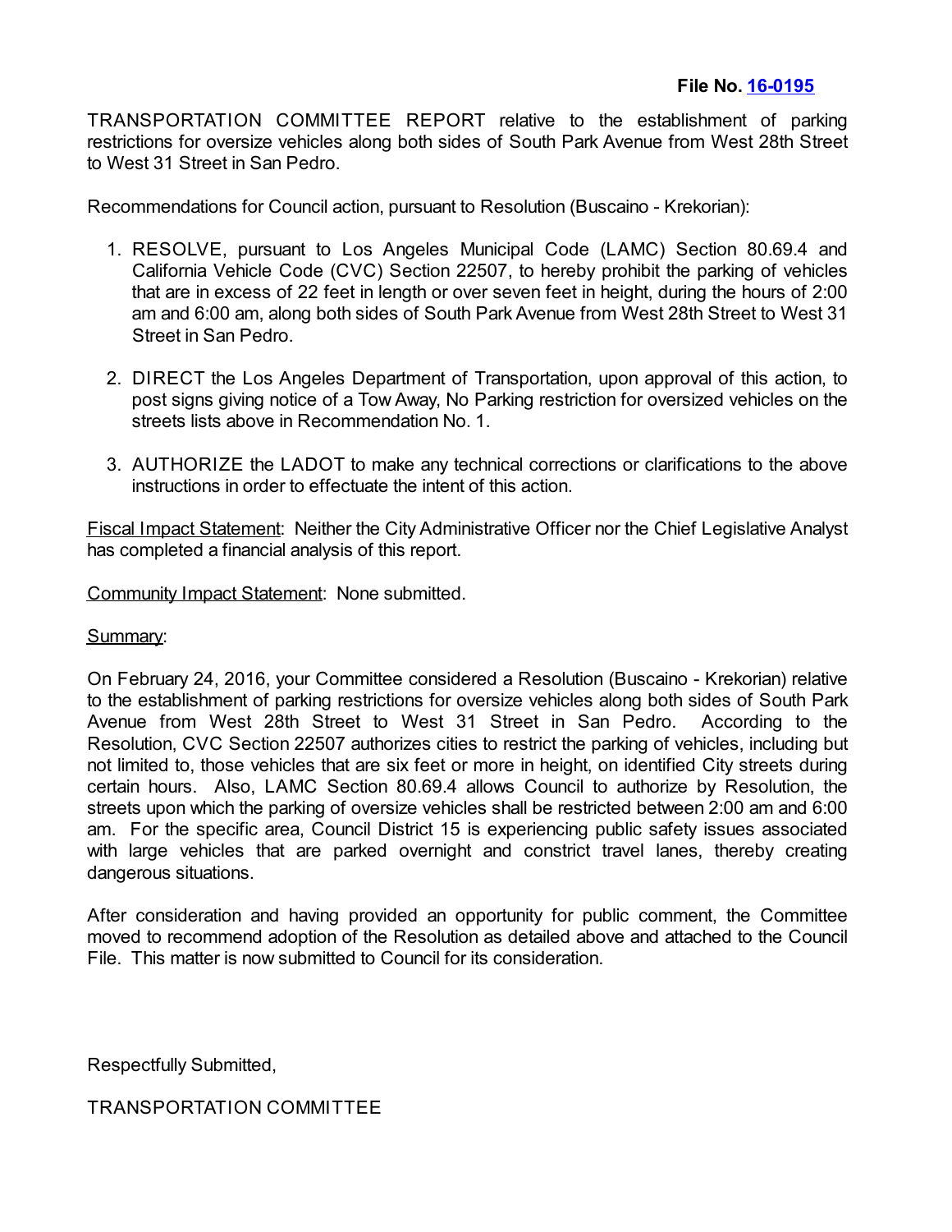**File No. [16-0195]**

TRANSPORTATION COMMITTEE REPORT relative to the establishment of parking restrictions for oversize vehicles along both sides of South Park Avenue from West 28th Street to West 31 Street in San Pedro.

Recommendations for Council action, pursuant to Resolution (Buscaino - Krekorian):

1. RESOLVE, pursuant to Los Angeles Municipal Code (LAMC) Section 80.69.4 and California Vehicle Code (CVC) Section 22507, to hereby prohibit the parking of vehicles that are in excess of 22 feet in length or over seven feet in height, during the hours of 2:00 am and 6:00 am, along both sides of South Park Avenue from West 28th Street to West 31 Street in San Pedro.

2. DIRECT the Los Angeles Department of Transportation, upon approval of this action, to post signs giving notice of a Tow Away, No Parking restriction for oversized vehicles on the streets lists above in Recommendation No. 1.

3. AUTHORIZE the LADOT to make any technical corrections or clarifications to the above instructions in order to effectuate the intent of this action.

Fiscal Impact Statement: Neither the City Administrative Officer nor the Chief Legislative Analyst has completed a financial analysis of this report.

Community Impact Statement: None submitted.

Summary:

On February 24, 2016, your Committee considered a Resolution (Buscaino - Krekorian) relative to the establishment of parking restrictions for oversize vehicles along both sides of South Park Avenue from West 28th Street to West 31 Street in San Pedro. According to the Resolution, CVC Section 22507 authorizes cities to restrict the parking of vehicles, including but not limited to, those vehicles that are six feet or more in height, on identified City streets during certain hours. Also, LAMC Section 80.69.4 allows Council to authorize by Resolution, the streets upon which the parking of oversize vehicles shall be restricted between 2:00 am and 6:00 am. For the specific area, Council District 15 is experiencing public safety issues associated with large vehicles that are parked overnight and constrict travel lanes, thereby creating dangerous situations.

After consideration and having provided an opportunity for public comment, the Committee moved to recommend adoption of the Resolution as detailed above and attached to the Council File. This matter is now submitted to Council for its consideration.

Respectfully Submitted,

TRANSPORTATION COMMITTEE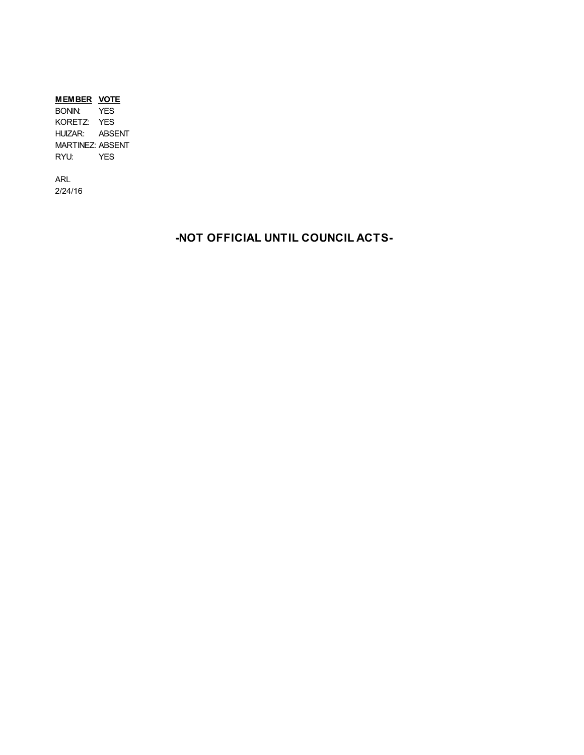| MEMBER | VOTE |
| --- | --- |
| BONIN: | YES |
| KORETZ: | YES |
| HUIZAR: | ABSENT |
| MARTINEZ: | ABSENT |
| RYU: | YES |

ARL
2/24/16

**-NOT OFFICIAL UNTIL COUNCIL ACTS-**